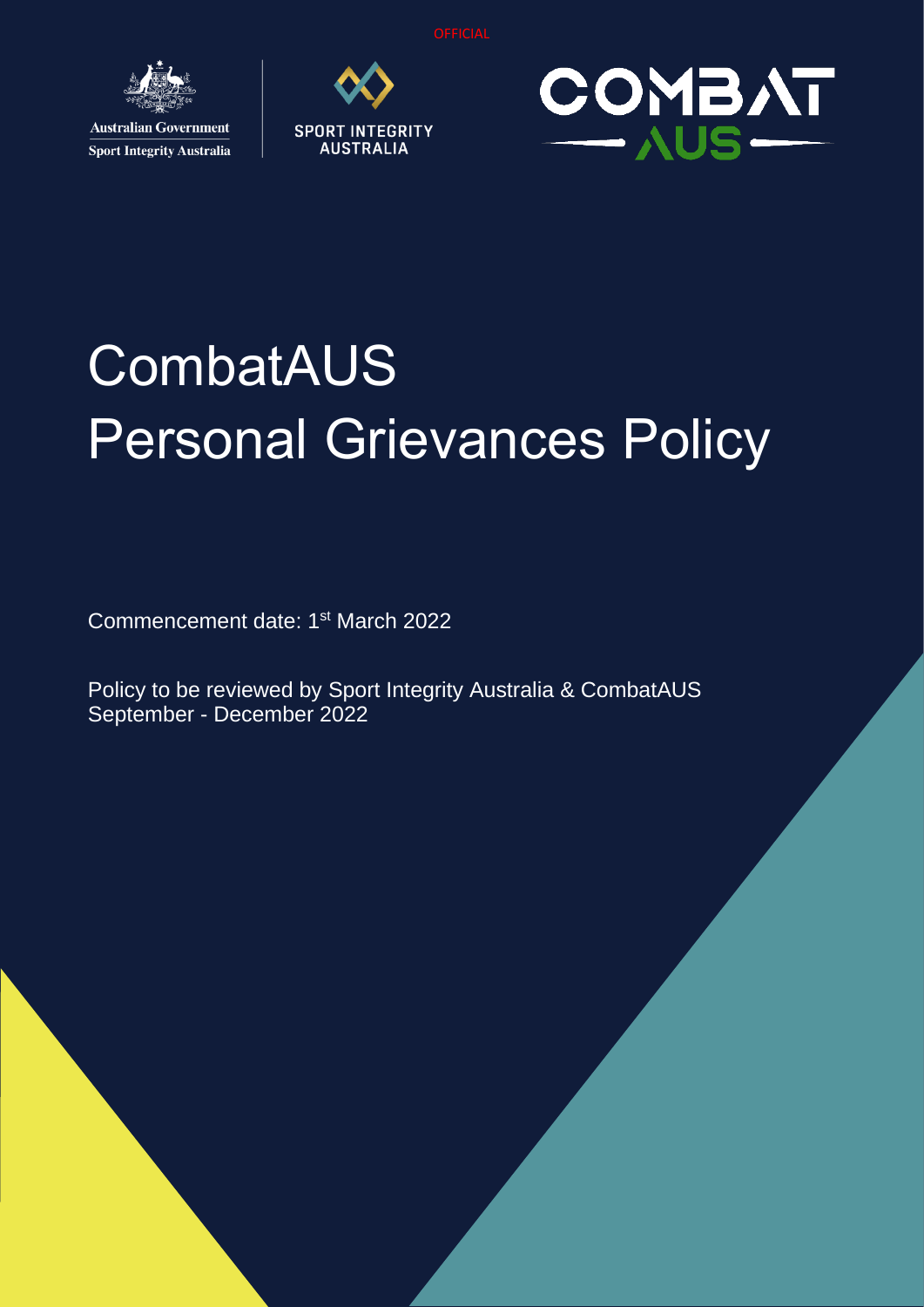OFFICIAL

Australian Government
Sport Integrity Australia

SPORT INTEGRITY AUSTRALIA

COMBAT AUS

# CombatAUS Personal Grievances Policy

Commencement date: 1st March 2022

Policy to be reviewed by Sport Integrity Australia & CombatAUS September - December 2022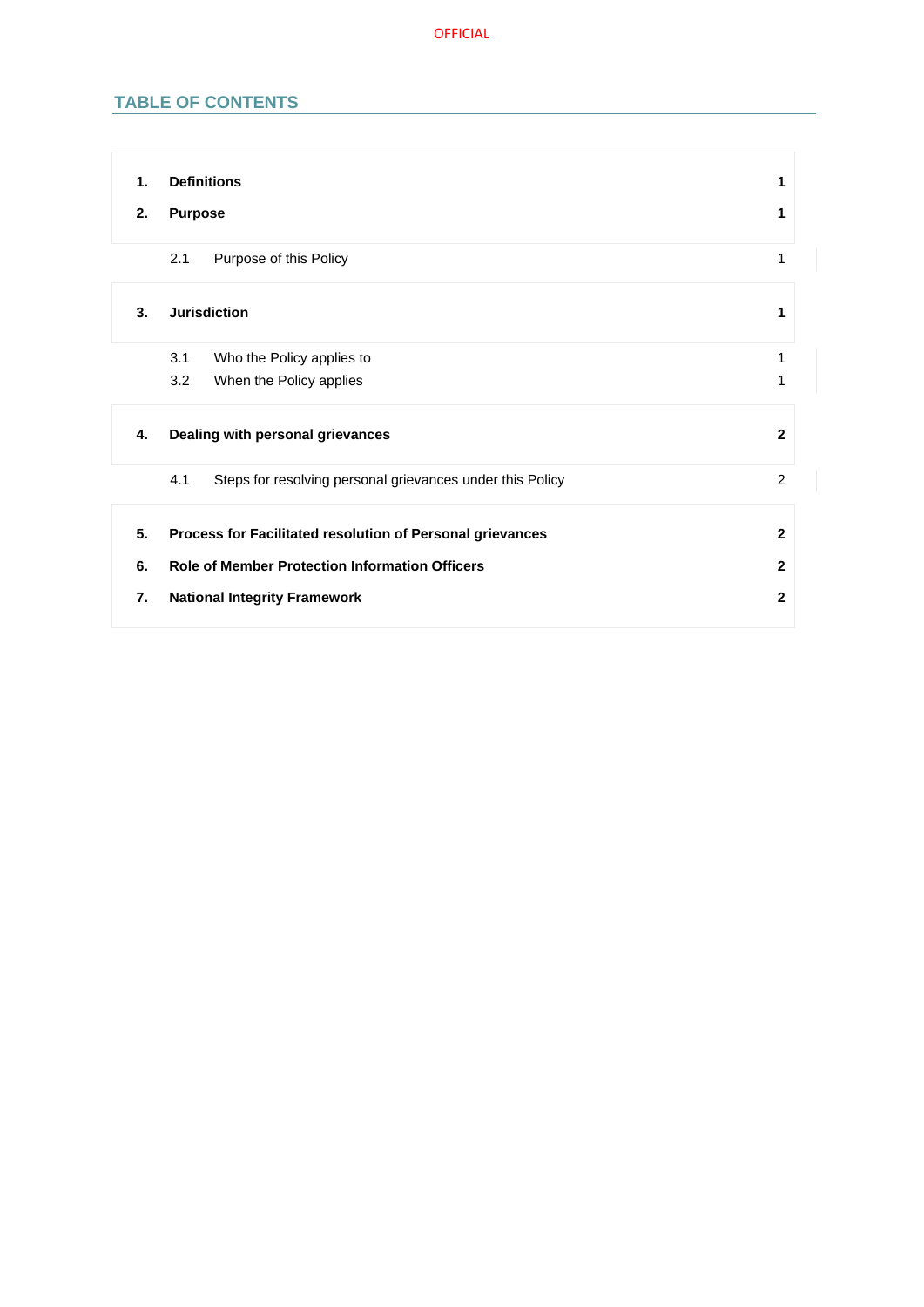## TABLE OF CONTENTS

| | | |
|---|---|---|
| **1.** | **Definitions** | **1** |
| **2.** | **Purpose** | **1** |
| 2.1 | Purpose of this Policy | 1 |
| **3.** | **Jurisdiction** | **1** |
| 3.1 | Who the Policy applies to | 1 |
| 3.2 | When the Policy applies | 1 |
| **4.** | **Dealing with personal grievances** | **2** |
| 4.1 | Steps for resolving personal grievances under this Policy | 2 |
| **5.** | **Process for Facilitated resolution of Personal grievances** | **2** |
| **6.** | **Role of Member Protection Information Officers** | **2** |
| **7.** | **National Integrity Framework** | **2** |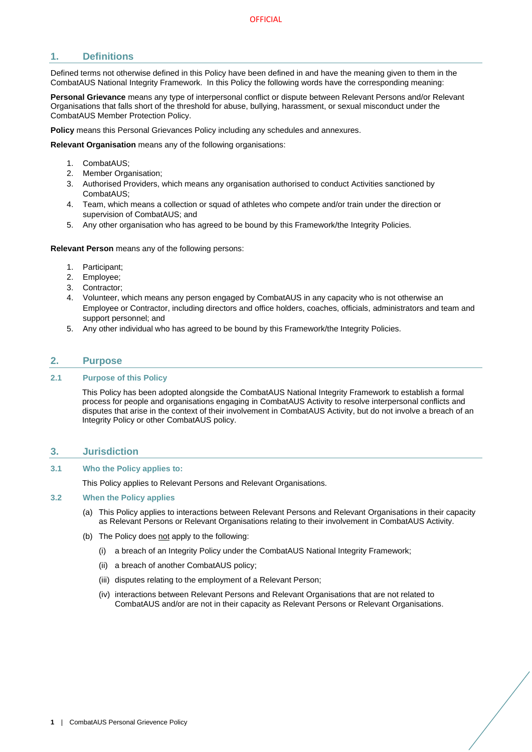## 1. Definitions

Defined terms not otherwise defined in this Policy have been defined in and have the meaning given to them in the CombatAUS National Integrity Framework. In this Policy the following words have the corresponding meaning:

**Personal Grievance** means any type of interpersonal conflict or dispute between Relevant Persons and/or Relevant Organisations that falls short of the threshold for abuse, bullying, harassment, or sexual misconduct under the CombatAUS Member Protection Policy.

**Policy** means this Personal Grievances Policy including any schedules and annexures.

**Relevant Organisation** means any of the following organisations:

1. CombatAUS;
2. Member Organisation;
3. Authorised Providers, which means any organisation authorised to conduct Activities sanctioned by CombatAUS;
4. Team, which means a collection or squad of athletes who compete and/or train under the direction or supervision of CombatAUS; and
5. Any other organisation who has agreed to be bound by this Framework/the Integrity Policies.

**Relevant Person** means any of the following persons:

1. Participant;
2. Employee;
3. Contractor;
4. Volunteer, which means any person engaged by CombatAUS in any capacity who is not otherwise an Employee or Contractor, including directors and office holders, coaches, officials, administrators and team and support personnel; and
5. Any other individual who has agreed to be bound by this Framework/the Integrity Policies.

## 2. Purpose

### 2.1 Purpose of this Policy

This Policy has been adopted alongside the CombatAUS National Integrity Framework to establish a formal process for people and organisations engaging in CombatAUS Activity to resolve interpersonal conflicts and disputes that arise in the context of their involvement in CombatAUS Activity, but do not involve a breach of an Integrity Policy or other CombatAUS policy.

## 3. Jurisdiction

### 3.1 Who the Policy applies to:

This Policy applies to Relevant Persons and Relevant Organisations.

### 3.2 When the Policy applies

(a) This Policy applies to interactions between Relevant Persons and Relevant Organisations in their capacity as Relevant Persons or Relevant Organisations relating to their involvement in CombatAUS Activity.

(b) The Policy does <u>not</u> apply to the following:

   (i) a breach of an Integrity Policy under the CombatAUS National Integrity Framework;

   (ii) a breach of another CombatAUS policy;

   (iii) disputes relating to the employment of a Relevant Person;

   (iv) interactions between Relevant Persons and Relevant Organisations that are not related to CombatAUS and/or are not in their capacity as Relevant Persons or Relevant Organisations.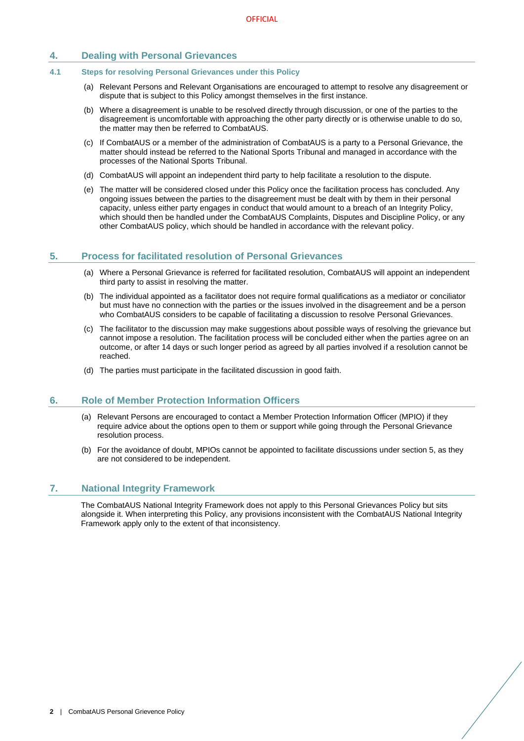## 4. Dealing with Personal Grievances

### 4.1 Steps for resolving Personal Grievances under this Policy

(a) Relevant Persons and Relevant Organisations are encouraged to attempt to resolve any disagreement or dispute that is subject to this Policy amongst themselves in the first instance.

(b) Where a disagreement is unable to be resolved directly through discussion, or one of the parties to the disagreement is uncomfortable with approaching the other party directly or is otherwise unable to do so, the matter may then be referred to CombatAUS.

(c) If CombatAUS or a member of the administration of CombatAUS is a party to a Personal Grievance, the matter should instead be referred to the National Sports Tribunal and managed in accordance with the processes of the National Sports Tribunal.

(d) CombatAUS will appoint an independent third party to help facilitate a resolution to the dispute.

(e) The matter will be considered closed under this Policy once the facilitation process has concluded. Any ongoing issues between the parties to the disagreement must be dealt with by them in their personal capacity, unless either party engages in conduct that would amount to a breach of an Integrity Policy, which should then be handled under the CombatAUS Complaints, Disputes and Discipline Policy, or any other CombatAUS policy, which should be handled in accordance with the relevant policy.

## 5. Process for facilitated resolution of Personal Grievances

(a) Where a Personal Grievance is referred for facilitated resolution, CombatAUS will appoint an independent third party to assist in resolving the matter.

(b) The individual appointed as a facilitator does not require formal qualifications as a mediator or conciliator but must have no connection with the parties or the issues involved in the disagreement and be a person who CombatAUS considers to be capable of facilitating a discussion to resolve Personal Grievances.

(c) The facilitator to the discussion may make suggestions about possible ways of resolving the grievance but cannot impose a resolution. The facilitation process will be concluded either when the parties agree on an outcome, or after 14 days or such longer period as agreed by all parties involved if a resolution cannot be reached.

(d) The parties must participate in the facilitated discussion in good faith.

## 6. Role of Member Protection Information Officers

(a) Relevant Persons are encouraged to contact a Member Protection Information Officer (MPIO) if they require advice about the options open to them or support while going through the Personal Grievance resolution process.

(b) For the avoidance of doubt, MPIOs cannot be appointed to facilitate discussions under section 5, as they are not considered to be independent.

## 7. National Integrity Framework

The CombatAUS National Integrity Framework does not apply to this Personal Grievances Policy but sits alongside it. When interpreting this Policy, any provisions inconsistent with the CombatAUS National Integrity Framework apply only to the extent of that inconsistency.